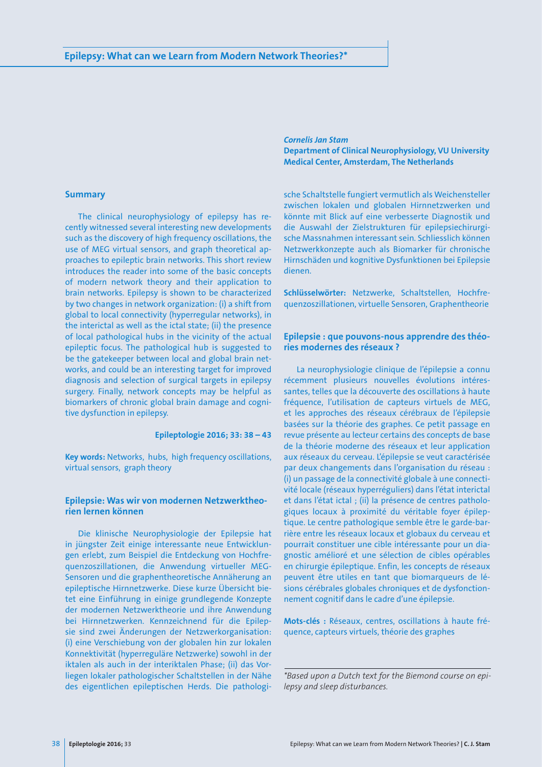# Epilepsy: What can we Learn from Modern Network Theories?*

*Cornelis Jan Stam*

**Department of Clinical Neurophysiology, VU University Medical Center, Amsterdam, The Netherlands**

## Summary

The clinical neurophysiology of epilepsy has recently witnessed several interesting new developments such as the discovery of high frequency oscillations, the use of MEG virtual sensors, and graph theoretical approaches to epileptic brain networks. This short review introduces the reader into some of the basic concepts of modern network theory and their application to brain networks. Epilepsy is shown to be characterized by two changes in network organization: (i) a shift from global to local connectivity (hyperregular networks), in the interictal as well as the ictal state; (ii) the presence of local pathological hubs in the vicinity of the actual epileptic focus. The pathological hub is suggested to be the gatekeeper between local and global brain networks, and could be an interesting target for improved diagnosis and selection of surgical targets in epilepsy surgery. Finally, network concepts may be helpful as biomarkers of chronic global brain damage and cognitive dysfunction in epilepsy.

**Epileptologie 2016; 33: 38 – 43**

**Key words:** Networks, hubs, high frequency oscillations, virtual sensors, graph theory

## Epilepsie: Was wir von modernen Netzwerktheorien lernen können

Die klinische Neurophysiologie der Epilepsie hat in jüngster Zeit einige interessante neue Entwicklungen erlebt, zum Beispiel die Entdeckung von Hochfrequenzoszillationen, die Anwendung virtueller MEG-Sensoren und die graphentheoretische Annäherung an epileptische Hirnnetzwerke. Diese kurze Übersicht bietet eine Einführung in einige grundlegende Konzepte der modernen Netzwerktheorie und ihre Anwendung bei Hirnnetzwerken. Kennzeichnend für die Epilepsie sind zwei Änderungen der Netzwerkorganisation: (i) eine Verschiebung von der globalen hin zur lokalen Konnektivität (hyperreguläre Netzwerke) sowohl in der iktalen als auch in der interiktalen Phase; (ii) das Vorliegen lokaler pathologischer Schaltstellen in der Nähe des eigentlichen epileptischen Herds. Die pathologische Schaltstelle fungiert vermutlich als Weichensteller zwischen lokalen und globalen Hirnnetzwerken und könnte mit Blick auf eine verbesserte Diagnostik und die Auswahl der Zielstrukturen für epilepsiechirurgische Massnahmen interessant sein. Schliesslich können Netzwerkkonzepte auch als Biomarker für chronische Hirnschäden und kognitive Dysfunktionen bei Epilepsie dienen.

**Schlüsselwörter:** Netzwerke, Schaltstellen, Hochfrequenzoszillationen, virtuelle Sensoren, Graphentheorie

## Epilepsie : que pouvons-nous apprendre des théories modernes des réseaux ?

La neurophysiologie clinique de l'épilepsie a connu récemment plusieurs nouvelles évolutions intéressantes, telles que la découverte des oscillations à haute fréquence, l'utilisation de capteurs virtuels de MEG, et les approches des réseaux cérébraux de l'épilepsie basées sur la théorie des graphes. Ce petit passage en revue présente au lecteur certains des concepts de base de la théorie moderne des réseaux et leur application aux réseaux du cerveau. L'épilepsie se veut caractérisée par deux changements dans l'organisation du réseau : (i) un passage de la connectivité globale à une connectivité locale (réseaux hyperréguliers) dans l'état interictal et dans l'état ictal ; (ii) la présence de centres pathologiques locaux à proximité du véritable foyer épileptique. Le centre pathologique semble être le garde-barrière entre les réseaux locaux et globaux du cerveau et pourrait constituer une cible intéressante pour un diagnostic amélioré et une sélection de cibles opérables en chirurgie épileptique. Enfin, les concepts de réseaux peuvent être utiles en tant que biomarqueurs de lésions cérébrales globales chroniques et de dysfonctionnement cognitif dans le cadre d'une épilepsie.

**Mots-clés :** Réseaux, centres, oscillations à haute fréquence, capteurs virtuels, théorie des graphes

*\*Based upon a Dutch text for the Biemond course on epilepsy and sleep disturbances.*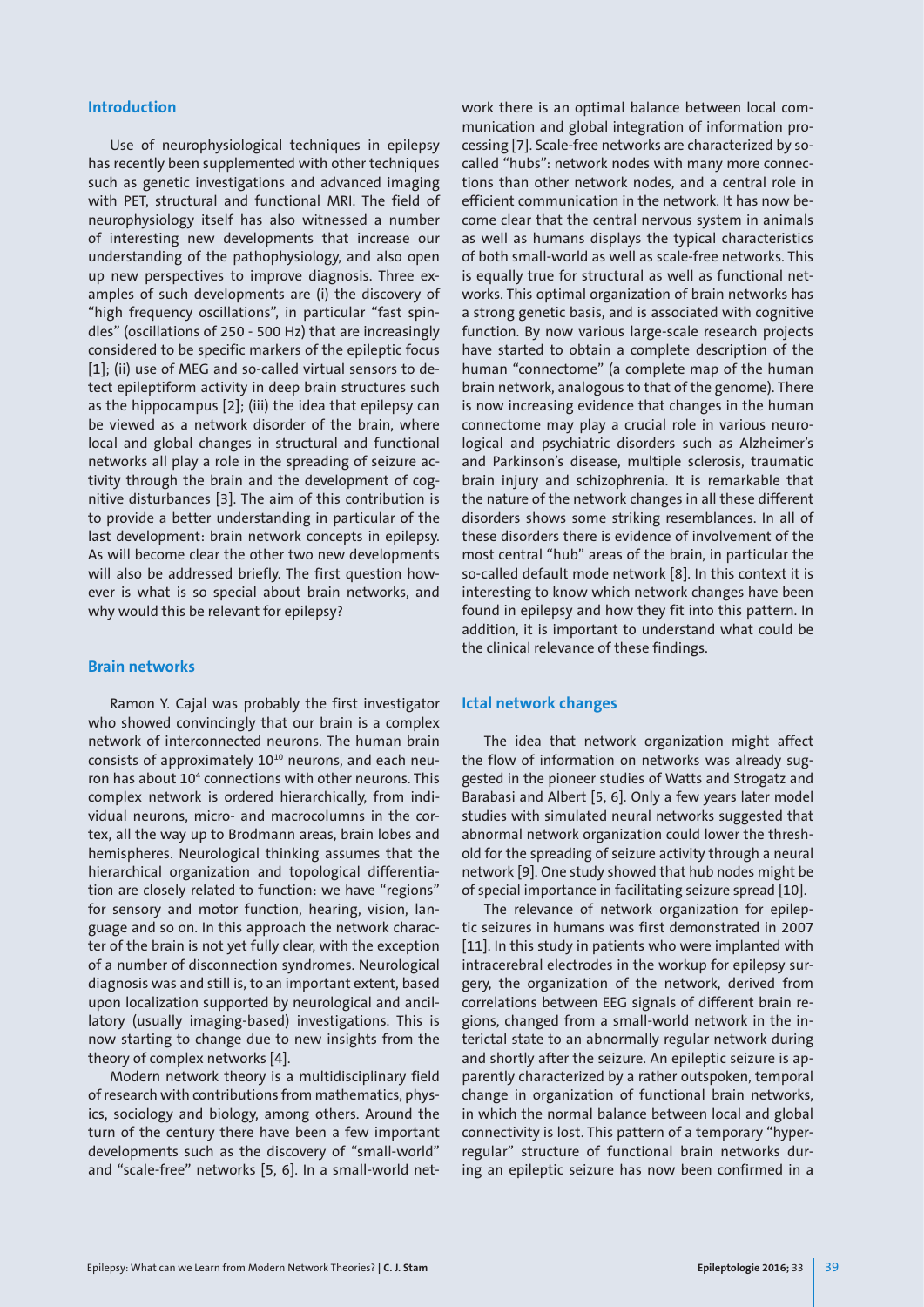## Introduction

Use of neurophysiological techniques in epilepsy has recently been supplemented with other techniques such as genetic investigations and advanced imaging with PET, structural and functional MRI. The field of neurophysiology itself has also witnessed a number of interesting new developments that increase our understanding of the pathophysiology, and also open up new perspectives to improve diagnosis. Three examples of such developments are (i) the discovery of "high frequency oscillations", in particular "fast spindles" (oscillations of 250 - 500 Hz) that are increasingly considered to be specific markers of the epileptic focus [1]; (ii) use of MEG and so-called virtual sensors to detect epileptiform activity in deep brain structures such as the hippocampus [2]; (iii) the idea that epilepsy can be viewed as a network disorder of the brain, where local and global changes in structural and functional networks all play a role in the spreading of seizure activity through the brain and the development of cognitive disturbances [3]. The aim of this contribution is to provide a better understanding in particular of the last development: brain network concepts in epilepsy. As will become clear the other two new developments will also be addressed briefly. The first question however is what is so special about brain networks, and why would this be relevant for epilepsy?

## Brain networks

Ramon Y. Cajal was probably the first investigator who showed convincingly that our brain is a complex network of interconnected neurons. The human brain consists of approximately $10^{10}$ neurons, and each neuron has about $10^4$ connections with other neurons. This complex network is ordered hierarchically, from individual neurons, micro- and macrocolumns in the cortex, all the way up to Brodmann areas, brain lobes and hemispheres. Neurological thinking assumes that the hierarchical organization and topological differentiation are closely related to function: we have "regions" for sensory and motor function, hearing, vision, language and so on. In this approach the network character of the brain is not yet fully clear, with the exception of a number of disconnection syndromes. Neurological diagnosis was and still is, to an important extent, based upon localization supported by neurological and ancillatory (usually imaging-based) investigations. This is now starting to change due to new insights from the theory of complex networks [4].

Modern network theory is a multidisciplinary field of research with contributions from mathematics, physics, sociology and biology, among others. Around the turn of the century there have been a few important developments such as the discovery of "small-world" and "scale-free" networks [5, 6]. In a small-world network there is an optimal balance between local communication and global integration of information processing [7]. Scale-free networks are characterized by so-called "hubs": network nodes with many more connections than other network nodes, and a central role in efficient communication in the network. It has now become clear that the central nervous system in animals as well as humans displays the typical characteristics of both small-world as well as scale-free networks. This is equally true for structural as well as functional networks. This optimal organization of brain networks has a strong genetic basis, and is associated with cognitive function. By now various large-scale research projects have started to obtain a complete description of the human "connectome" (a complete map of the human brain network, analogous to that of the genome). There is now increasing evidence that changes in the human connectome may play a crucial role in various neurological and psychiatric disorders such as Alzheimer's and Parkinson's disease, multiple sclerosis, traumatic brain injury and schizophrenia. It is remarkable that the nature of the network changes in all these different disorders shows some striking resemblances. In all of these disorders there is evidence of involvement of the most central "hub" areas of the brain, in particular the so-called default mode network [8]. In this context it is interesting to know which network changes have been found in epilepsy and how they fit into this pattern. In addition, it is important to understand what could be the clinical relevance of these findings.

## Ictal network changes

The idea that network organization might affect the flow of information on networks was already suggested in the pioneer studies of Watts and Strogatz and Barabasi and Albert [5, 6]. Only a few years later model studies with simulated neural networks suggested that abnormal network organization could lower the threshold for the spreading of seizure activity through a neural network [9]. One study showed that hub nodes might be of special importance in facilitating seizure spread [10].

The relevance of network organization for epileptic seizures in humans was first demonstrated in 2007 [11]. In this study in patients who were implanted with intracerebral electrodes in the workup for epilepsy surgery, the organization of the network, derived from correlations between EEG signals of different brain regions, changed from a small-world network in the interictal state to an abnormally regular network during and shortly after the seizure. An epileptic seizure is apparently characterized by a rather outspoken, temporal change in organization of functional brain networks, in which the normal balance between local and global connectivity is lost. This pattern of a temporary "hyper-regular" structure of functional brain networks during an epileptic seizure has now been confirmed in a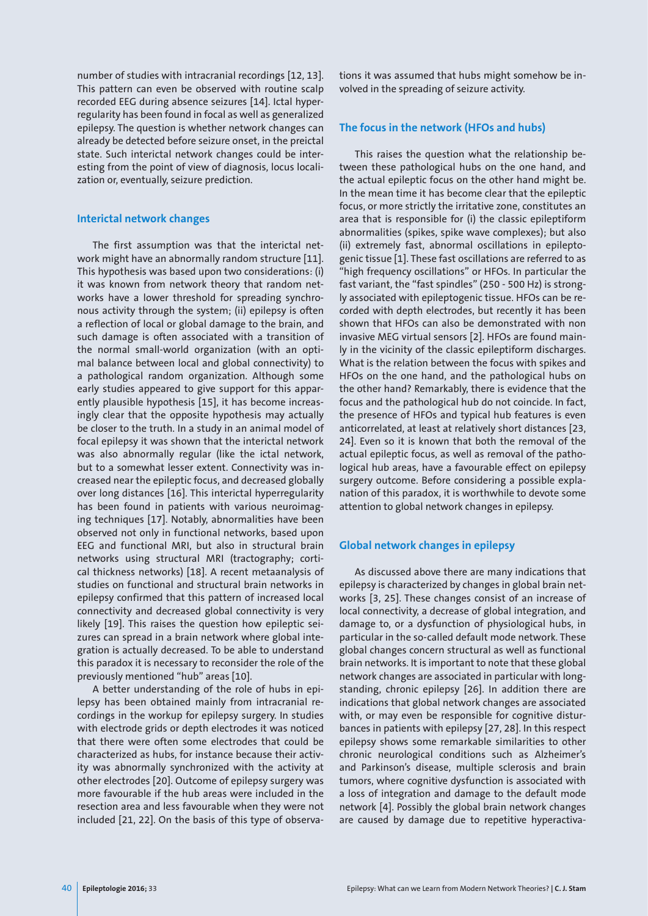number of studies with intracranial recordings [12, 13]. This pattern can even be observed with routine scalp recorded EEG during absence seizures [14]. Ictal hyperregularity has been found in focal as well as generalized epilepsy. The question is whether network changes can already be detected before seizure onset, in the preictal state. Such interictal network changes could be interesting from the point of view of diagnosis, locus localization or, eventually, seizure prediction.

## Interictal network changes

The first assumption was that the interictal network might have an abnormally random structure [11]. This hypothesis was based upon two considerations: (i) it was known from network theory that random networks have a lower threshold for spreading synchronous activity through the system; (ii) epilepsy is often a reflection of local or global damage to the brain, and such damage is often associated with a transition of the normal small-world organization (with an optimal balance between local and global connectivity) to a pathological random organization. Although some early studies appeared to give support for this apparently plausible hypothesis [15], it has become increasingly clear that the opposite hypothesis may actually be closer to the truth. In a study in an animal model of focal epilepsy it was shown that the interictal network was also abnormally regular (like the ictal network, but to a somewhat lesser extent. Connectivity was increased near the epileptic focus, and decreased globally over long distances [16]. This interictal hyperregularity has been found in patients with various neuroimaging techniques [17]. Notably, abnormalities have been observed not only in functional networks, based upon EEG and functional MRI, but also in structural brain networks using structural MRI (tractography; cortical thickness networks) [18]. A recent metaanalysis of studies on functional and structural brain networks in epilepsy confirmed that this pattern of increased local connectivity and decreased global connectivity is very likely [19]. This raises the question how epileptic seizures can spread in a brain network where global integration is actually decreased. To be able to understand this paradox it is necessary to reconsider the role of the previously mentioned "hub" areas [10].

A better understanding of the role of hubs in epilepsy has been obtained mainly from intracranial recordings in the workup for epilepsy surgery. In studies with electrode grids or depth electrodes it was noticed that there were often some electrodes that could be characterized as hubs, for instance because their activity was abnormally synchronized with the activity at other electrodes [20]. Outcome of epilepsy surgery was more favourable if the hub areas were included in the resection area and less favourable when they were not included [21, 22]. On the basis of this type of observations it was assumed that hubs might somehow be involved in the spreading of seizure activity.

## The focus in the network (HFOs and hubs)

This raises the question what the relationship between these pathological hubs on the one hand, and the actual epileptic focus on the other hand might be. In the mean time it has become clear that the epileptic focus, or more strictly the irritative zone, constitutes an area that is responsible for (i) the classic epileptiform abnormalities (spikes, spike wave complexes); but also (ii) extremely fast, abnormal oscillations in epileptogenic tissue [1]. These fast oscillations are referred to as "high frequency oscillations" or HFOs. In particular the fast variant, the "fast spindles" (250 - 500 Hz) is strongly associated with epileptogenic tissue. HFOs can be recorded with depth electrodes, but recently it has been shown that HFOs can also be demonstrated with non invasive MEG virtual sensors [2]. HFOs are found mainly in the vicinity of the classic epileptiform discharges. What is the relation between the focus with spikes and HFOs on the one hand, and the pathological hubs on the other hand? Remarkably, there is evidence that the focus and the pathological hub do not coincide. In fact, the presence of HFOs and typical hub features is even anticorrelated, at least at relatively short distances [23, 24]. Even so it is known that both the removal of the actual epileptic focus, as well as removal of the pathological hub areas, have a favourable effect on epilepsy surgery outcome. Before considering a possible explanation of this paradox, it is worthwhile to devote some attention to global network changes in epilepsy.

## Global network changes in epilepsy

As discussed above there are many indications that epilepsy is characterized by changes in global brain networks [3, 25]. These changes consist of an increase of local connectivity, a decrease of global integration, and damage to, or a dysfunction of physiological hubs, in particular in the so-called default mode network. These global changes concern structural as well as functional brain networks. It is important to note that these global network changes are associated in particular with longstanding, chronic epilepsy [26]. In addition there are indications that global network changes are associated with, or may even be responsible for cognitive disturbances in patients with epilepsy [27, 28]. In this respect epilepsy shows some remarkable similarities to other chronic neurological conditions such as Alzheimer's and Parkinson's disease, multiple sclerosis and brain tumors, where cognitive dysfunction is associated with a loss of integration and damage to the default mode network [4]. Possibly the global brain network changes are caused by damage due to repetitive hyperactiva-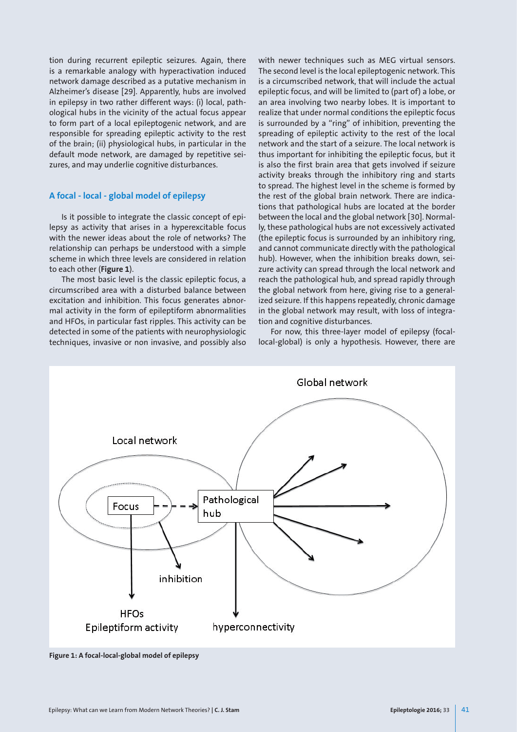tion during recurrent epileptic seizures. Again, there is a remarkable analogy with hyperactivation induced network damage described as a putative mechanism in Alzheimer's disease [29]. Apparently, hubs are involved in epilepsy in two rather different ways: (i) local, pathological hubs in the vicinity of the actual focus appear to form part of a local epileptogenic network, and are responsible for spreading epileptic activity to the rest of the brain; (ii) physiological hubs, in particular in the default mode network, are damaged by repetitive seizures, and may underlie cognitive disturbances.

## A focal - local - global model of epilepsy

Is it possible to integrate the classic concept of epilepsy as activity that arises in a hyperexcitable focus with the newer ideas about the role of networks? The relationship can perhaps be understood with a simple scheme in which three levels are considered in relation to each other (**Figure 1**).

The most basic level is the classic epileptic focus, a circumscribed area with a disturbed balance between excitation and inhibition. This focus generates abnormal activity in the form of epileptiform abnormalities and HFOs, in particular fast ripples. This activity can be detected in some of the patients with neurophysiologic techniques, invasive or non invasive, and possibly also with newer techniques such as MEG virtual sensors. The second level is the local epileptogenic network. This is a circumscribed network, that will include the actual epileptic focus, and will be limited to (part of) a lobe, or an area involving two nearby lobes. It is important to realize that under normal conditions the epileptic focus is surrounded by a "ring" of inhibition, preventing the spreading of epileptic activity to the rest of the local network and the start of a seizure. The local network is thus important for inhibiting the epileptic focus, but it is also the first brain area that gets involved if seizure activity breaks through the inhibitory ring and starts to spread. The highest level in the scheme is formed by the rest of the global brain network. There are indications that pathological hubs are located at the border between the local and the global network [30]. Normally, these pathological hubs are not excessively activated (the epileptic focus is surrounded by an inhibitory ring, and cannot communicate directly with the pathological hub). However, when the inhibition breaks down, seizure activity can spread through the local network and reach the pathological hub, and spread rapidly through the global network from here, giving rise to a generalized seizure. If this happens repeatedly, chronic damage in the global network may result, with loss of integration and cognitive disturbances.

For now, this three-layer model of epilepsy (focal-local-global) is only a hypothesis. However, there are

**Figure 1: A focal-local-global model of epilepsy**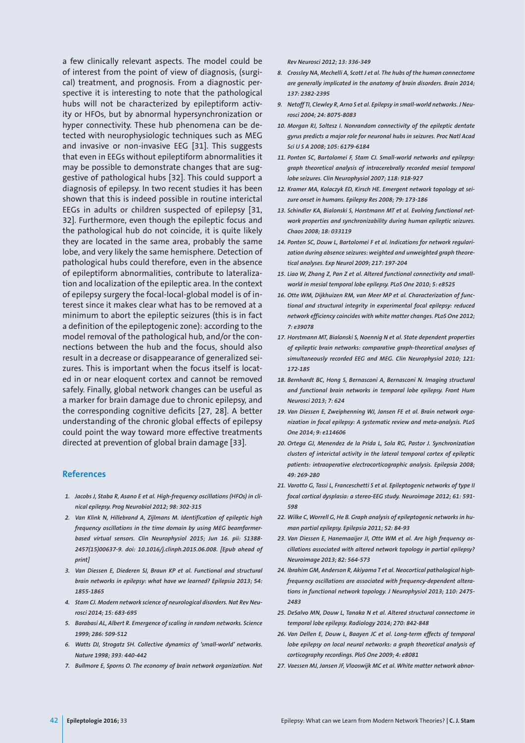a few clinically relevant aspects. The model could be of interest from the point of view of diagnosis, (surgical) treatment, and prognosis. From a diagnostic perspective it is interesting to note that the pathological hubs will not be characterized by epileptiform activity or HFOs, but by abnormal hypersynchronization or hyper connectivity. These hub phenomena can be detected with neurophysiologic techniques such as MEG and invasive or non-invasive EEG [31]. This suggests that even in EEGs without epileptiform abnormalities it may be possible to demonstrate changes that are suggestive of pathological hubs [32]. This could support a diagnosis of epilepsy. In two recent studies it has been shown that this is indeed possible in routine interictal EEGs in adults or children suspected of epilepsy [31, 32]. Furthermore, even though the epileptic focus and the pathological hub do not coincide, it is quite likely they are located in the same area, probably the same lobe, and very likely the same hemisphere. Detection of pathological hubs could therefore, even in the absence of epileptiform abnormalities, contribute to lateralization and localization of the epileptic area. In the context of epilepsy surgery the focal-local-global model is of interest since it makes clear what has to be removed at a minimum to abort the epileptic seizures (this is in fact a definition of the epileptogenic zone): according to the model removal of the pathological hub, and/or the connections between the hub and the focus, should also result in a decrease or disappearance of generalized seizures. This is important when the focus itself is located in or near eloquent cortex and cannot be removed safely. Finally, global network changes can be useful as a marker for brain damage due to chronic epilepsy, and the corresponding cognitive deficits [27, 28]. A better understanding of the chronic global effects of epilepsy could point the way toward more effective treatments directed at prevention of global brain damage [33].

## References

1. *Jacobs J, Staba R, Asano E et al. High-frequency oscillations (HFOs) in clinical epilepsy. Prog Neurobiol 2012; 98: 302-315*
2. *Van Klink N, Hillebrand A, Zijlmans M. Identification of epileptic high frequency oscillations in the time domain by using MEG beamformer-based virtual sensors. Clin Neurophysiol 2015; Jun 16. pii: S1388-2457(15)00637-9. doi: 10.1016/j.clinph.2015.06.008. [Epub ahead of print]*
3. *Van Diessen E, Diederen SJ, Braun KP et al. Functional and structural brain networks in epilepsy: what have we learned? Epilepsia 2013; 54: 1855-1865*
4. *Stam CJ. Modern network science of neurological disorders. Nat Rev Neurosci 2014; 15: 683-695*
5. *Barabasi AL, Albert R. Emergence of scaling in random networks. Science 1999; 286: 509-512*
6. *Watts DJ, Strogatz SH. Collective dynamics of 'small-world' networks. Nature 1998; 393: 440-442*
7. *Bullmore E, Sporns O. The economy of brain network organization. Nat Rev Neurosci 2012; 13: 336-349*
8. *Crossley NA, Mechelli A, Scott J et al. The hubs of the human connectome are generally implicated in the anatomy of brain disorders. Brain 2014; 137: 2382-2395*
9. *Netoff TI, Clewley R, Arno S et al. Epilepsy in small-world networks. J Neurosci 2004; 24: 8075-8083*
10. *Morgan RJ, Soltesz I. Nonrandom connectivity of the epileptic dentate gyrus predicts a major role for neuronal hubs in seizures. Proc Natl Acad Sci U S A 2008; 105: 6179-6184*
11. *Ponten SC, Bartolomei F, Stam CJ. Small-world networks and epilepsy: graph theoretical analysis of intracerebrally recorded mesial temporal lobe seizures. Clin Neurophysiol 2007; 118: 918-927*
12. *Kramer MA, Kolaczyk ED, Kirsch HE. Emergent network topology at seizure onset in humans. Epilepsy Res 2008; 79: 173-186*
13. *Schindler KA, Bialonski S, Horstmann MT et al. Evolving functional network properties and synchronizability during human epileptic seizures. Chaos 2008; 18: 033119*
14. *Ponten SC, Douw L, Bartolomei F et al. Indications for network regularization during absence seizures: weighted and unweighted graph theoretical analyses. Exp Neurol 2009; 217: 197-204*
15. *Liao W, Zhang Z, Pan Z et al. Altered functional connectivity and small-world in mesial temporal lobe epilepsy. PLoS One 2010; 5: e8525*
16. *Otte WM, Dijkhuizen RM, van Meer MP et al. Characterization of functional and structural integrity in experimental focal epilepsy: reduced network efficiency coincides with white matter changes. PLoS One 2012; 7: e39078*
17. *Horstmann MT, Bialonski S, Noennig N et al. State dependent properties of epileptic brain networks: comparative graph-theoretical analyses of simultaneously recorded EEG and MEG. Clin Neurophysiol 2010; 121: 172-185*
18. *Bernhardt BC, Hong S, Bernasconi A, Bernasconi N. Imaging structural and functional brain networks in temporal lobe epilepsy. Front Hum Neurosci 2013; 7: 624*
19. *Van Diessen E, Zweiphenning WJ, Jansen FE et al. Brain network organization in focal epilepsy: A systematic review and meta-analysis. PLoS One 2014; 9: e114606*
20. *Ortega GJ, Menendez de la Prida L, Sola RG, Pastor J. Synchronization clusters of interictal activity in the lateral temporal cortex of epileptic patients: intraoperative electrocorticographic analysis. Epilepsia 2008; 49: 269-280*
21. *Varotto G, Tassi L, Franceschetti S et al. Epileptogenic networks of type II focal cortical dysplasia: a stereo-EEG study. Neuroimage 2012; 61: 591-598*
22. *Wilke C, Worrell G, He B. Graph analysis of epileptogenic networks in human partial epilepsy. Epilepsia 2011; 52: 84-93*
23. *Van Diessen E, Hanemaaijer JI, Otte WM et al. Are high frequency oscillations associated with altered network topology in partial epilepsy? Neuroimage 2013; 82: 564-573*
24. *Ibrahim GM, Anderson R, Akiyama T et al. Neocortical pathological high-frequency oscillations are associated with frequency-dependent alterations in functional network topology. J Neurophysiol 2013; 110: 2475-2483*
25. *DeSalvo MN, Douw L, Tanaka N et al. Altered structural connectome in temporal lobe epilepsy. Radiology 2014; 270: 842-848*
26. *Van Dellen E, Douw L, Baayen JC et al. Long-term effects of temporal lobe epilepsy on local neural networks: a graph theoretical analysis of corticography recordings. PloS One 2009; 4: e8081*
27. *Vaessen MJ, Jansen JF, Vlooswijk MC et al. White matter network abnor-*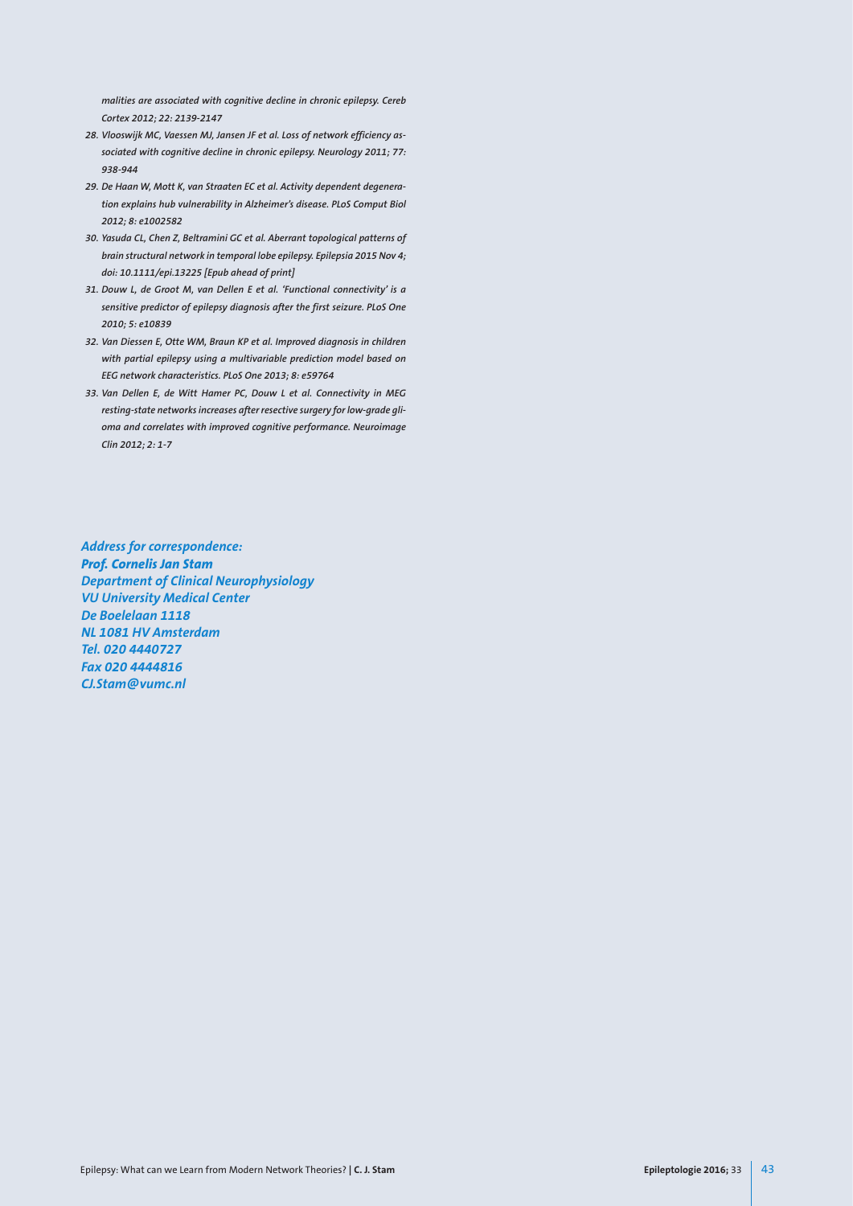malities are associated with cognitive decline in chronic epilepsy. Cereb Cortex 2012; 22: 2139-2147

28. Vlooswijk MC, Vaessen MJ, Jansen JF et al. Loss of network efficiency associated with cognitive decline in chronic epilepsy. Neurology 2011; 77: 938-944
29. De Haan W, Mott K, van Straaten EC et al. Activity dependent degeneration explains hub vulnerability in Alzheimer's disease. PLoS Comput Biol 2012; 8: e1002582
30. Yasuda CL, Chen Z, Beltramini GC et al. Aberrant topological patterns of brain structural network in temporal lobe epilepsy. Epilepsia 2015 Nov 4; doi: 10.1111/epi.13225 [Epub ahead of print]
31. Douw L, de Groot M, van Dellen E et al. 'Functional connectivity' is a sensitive predictor of epilepsy diagnosis after the first seizure. PLoS One 2010; 5: e10839
32. Van Diessen E, Otte WM, Braun KP et al. Improved diagnosis in children with partial epilepsy using a multivariable prediction model based on EEG network characteristics. PLoS One 2013; 8: e59764
33. Van Dellen E, de Witt Hamer PC, Douw L et al. Connectivity in MEG resting-state networks increases after resective surgery for low-grade glioma and correlates with improved cognitive performance. Neuroimage Clin 2012; 2: 1-7

***Address for correspondence:***
***Prof. Cornelis Jan Stam***
***Department of Clinical Neurophysiology***
***VU University Medical Center***
***De Boelelaan 1118***
***NL 1081 HV Amsterdam***
***Tel. 020 4440727***
***Fax 020 4444816***
***CJ.Stam@vumc.nl***